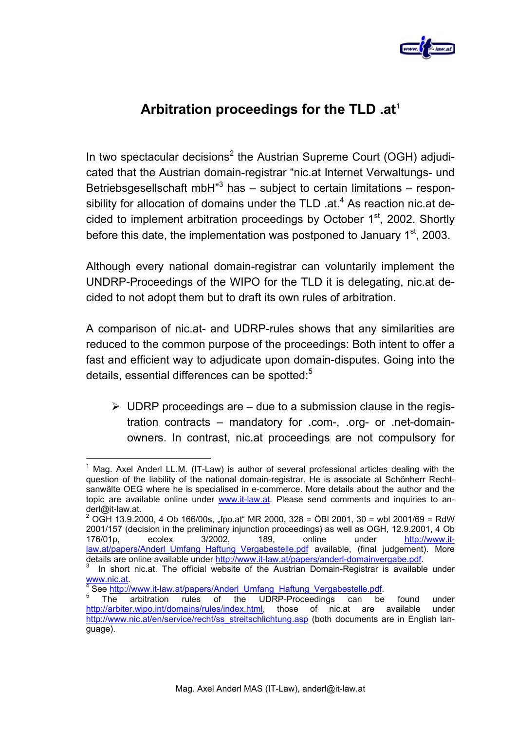# Arbitration proceedings for the TLD .at[1]

In two spectacular decisions[2] the Austrian Supreme Court (OGH) adjudicated that the Austrian domain-registrar "nic.at Internet Verwaltungs- und Betriebsgesellschaft mbH"[3] has – subject to certain limitations – responsibility for allocation of domains under the TLD .at.[4] As reaction nic.at decided to implement arbitration proceedings by October 1st, 2002. Shortly before this date, the implementation was postponed to January 1st, 2003.

Although every national domain-registrar can voluntarily implement the UNDRP-Proceedings of the WIPO for the TLD it is delegating, nic.at decided to not adopt them but to draft its own rules of arbitration.

A comparison of nic.at- and UDRP-rules shows that any similarities are reduced to the common purpose of the proceedings: Both intent to offer a fast and efficient way to adjudicate upon domain-disputes. Going into the details, essential differences can be spotted:[5]

- UDRP proceedings are – due to a submission clause in the registration contracts – mandatory for .com-, .org- or .net-domain-owners. In contrast, nic.at proceedings are not compulsory for

---

[1] Mag. Axel Anderl LL.M. (IT-Law) is author of several professional articles dealing with the question of the liability of the national domain-registrar. He is associate at Schönherr Rechtsanwälte OEG where he is specialised in e-commerce. More details about the author and the topic are available online under www.it-law.at. Please send comments and inquiries to anderl@it-law.at.

[2] OGH 13.9.2000, 4 Ob 166/00s, „fpo.at" MR 2000, 328 = ÖBl 2001, 30 = wbl 2001/69 = RdW 2001/157 (decision in the preliminary injunction proceedings) as well as OGH, 12.9.2001, 4 Ob 176/01p, ecolex 3/2002, 189, online under http://www.it-law.at/papers/Anderl_Umfang_Haftung_Vergabestelle.pdf available, (final judgement). More details are online available under http://www.it-law.at/papers/anderl-domainvergabe.pdf.

[3] In short nic.at. The official website of the Austrian Domain-Registrar is available under www.nic.at.

[4] See http://www.it-law.at/papers/Anderl_Umfang_Haftung_Vergabestelle.pdf.

[5] The arbitration rules of the UDRP-Proceedings can be found under http://arbiter.wipo.int/domains/rules/index.html, those of nic.at are available under http://www.nic.at/en/service/recht/ss_streitschlichtung.asp (both documents are in English language).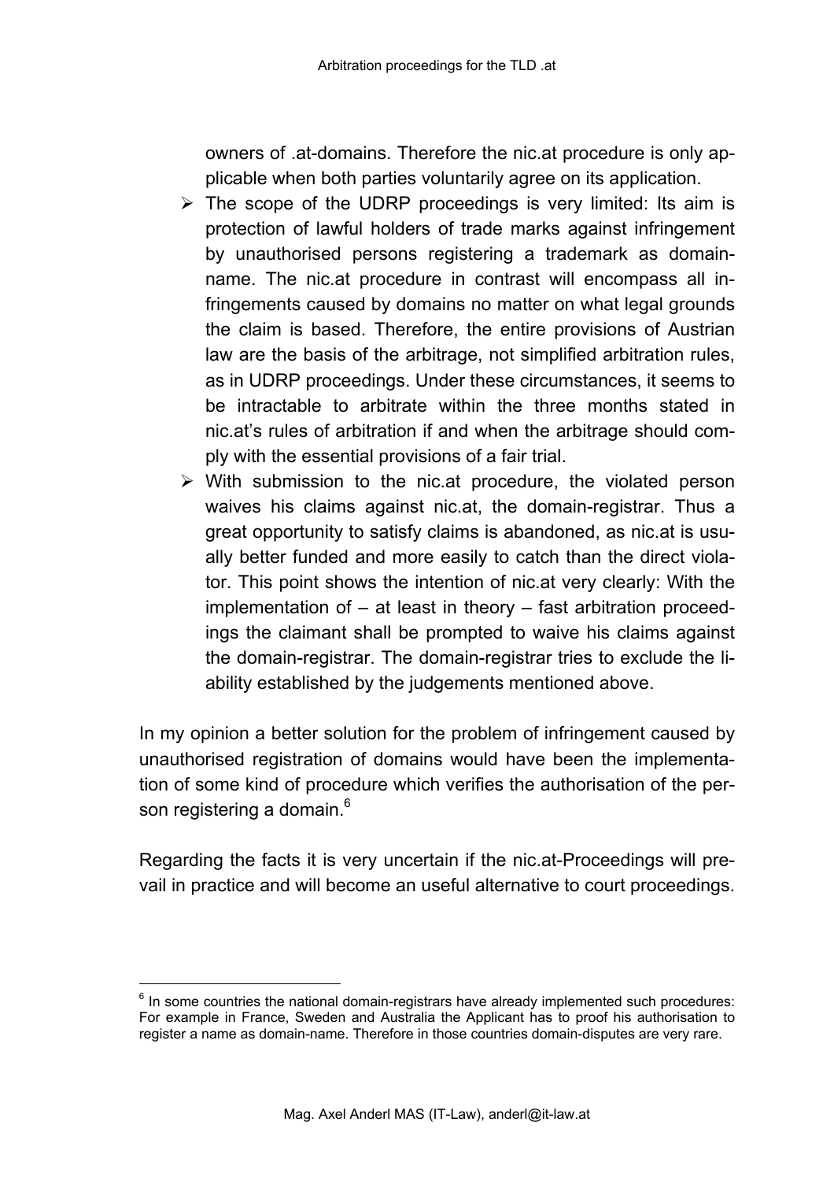owners of .at-domains. Therefore the nic.at procedure is only applicable when both parties voluntarily agree on its application.

- The scope of the UDRP proceedings is very limited: Its aim is protection of lawful holders of trade marks against infringement by unauthorised persons registering a trademark as domain-name. The nic.at procedure in contrast will encompass all infringements caused by domains no matter on what legal grounds the claim is based. Therefore, the entire provisions of Austrian law are the basis of the arbitrage, not simplified arbitration rules, as in UDRP proceedings. Under these circumstances, it seems to be intractable to arbitrate within the three months stated in nic.at's rules of arbitration if and when the arbitrage should comply with the essential provisions of a fair trial.
- With submission to the nic.at procedure, the violated person waives his claims against nic.at, the domain-registrar. Thus a great opportunity to satisfy claims is abandoned, as nic.at is usually better funded and more easily to catch than the direct violator. This point shows the intention of nic.at very clearly: With the implementation of – at least in theory – fast arbitration proceedings the claimant shall be prompted to waive his claims against the domain-registrar. The domain-registrar tries to exclude the liability established by the judgements mentioned above.

In my opinion a better solution for the problem of infringement caused by unauthorised registration of domains would have been the implementation of some kind of procedure which verifies the authorisation of the person registering a domain.[6]

Regarding the facts it is very uncertain if the nic.at-Proceedings will prevail in practice and will become an useful alternative to court proceedings.

[6] In some countries the national domain-registrars have already implemented such procedures: For example in France, Sweden and Australia the Applicant has to proof his authorisation to register a name as domain-name. Therefore in those countries domain-disputes are very rare.